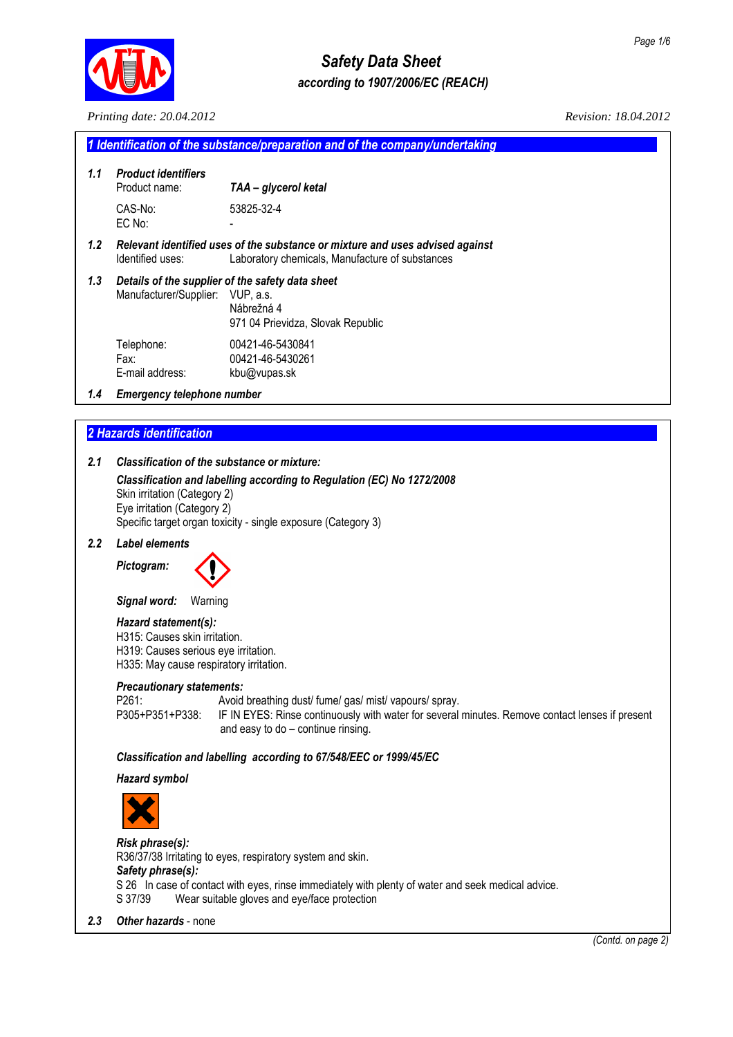# Safety Data Sheet

***according to 1907/2006/EC (REACH)***

*Printing date: 20.04.2012* *Revision: 18.04.2012*

## 1 Identification of the substance/preparation and of the company/undertaking

**1.1 Product identifiers**

| | |
|---|---|
| Product name: | ***TAA – glycerol ketal*** |
| CAS-No: | 53825-32-4 |
| EC No: | - |

**1.2 Relevant identified uses of the substance or mixture and uses advised against**

Identified uses: Laboratory chemicals, Manufacture of substances

**1.3 Details of the supplier of the safety data sheet**

Manufacturer/Supplier: VUP, a.s.
Nábrežná 4
971 04 Prievidza, Slovak Republic

| | |
|---|---|
| Telephone: | 00421-46-5430841 |
| Fax: | 00421-46-5430261 |
| E-mail address: | kbu@vupas.sk |

**1.4 Emergency telephone number**

## 2 Hazards identification

**2.1 Classification of the substance or mixture:**

***Classification and labelling according to Regulation (EC) No 1272/2008***

Skin irritation (Category 2)
Eye irritation (Category 2)
Specific target organ toxicity - single exposure (Category 3)

**2.2 Label elements**

***Pictogram:***

***Signal word:*** Warning

***Hazard statement(s):***

H315: Causes skin irritation.
H319: Causes serious eye irritation.
H335: May cause respiratory irritation.

***Precautionary statements:***

P261: Avoid breathing dust/ fume/ gas/ mist/ vapours/ spray.
P305+P351+P338: IF IN EYES: Rinse continuously with water for several minutes. Remove contact lenses if present and easy to do – continue rinsing.

***Classification and labelling according to 67/548/EEC or 1999/45/EC***

***Hazard symbol***

***Risk phrase(s):***

R36/37/38 Irritating to eyes, respiratory system and skin.

***Safety phrase(s):***

S 26 In case of contact with eyes, rinse immediately with plenty of water and seek medical advice.
S 37/39 Wear suitable gloves and eye/face protection

**2.3 *Other hazards*** - none

*(Contd. on page 2)*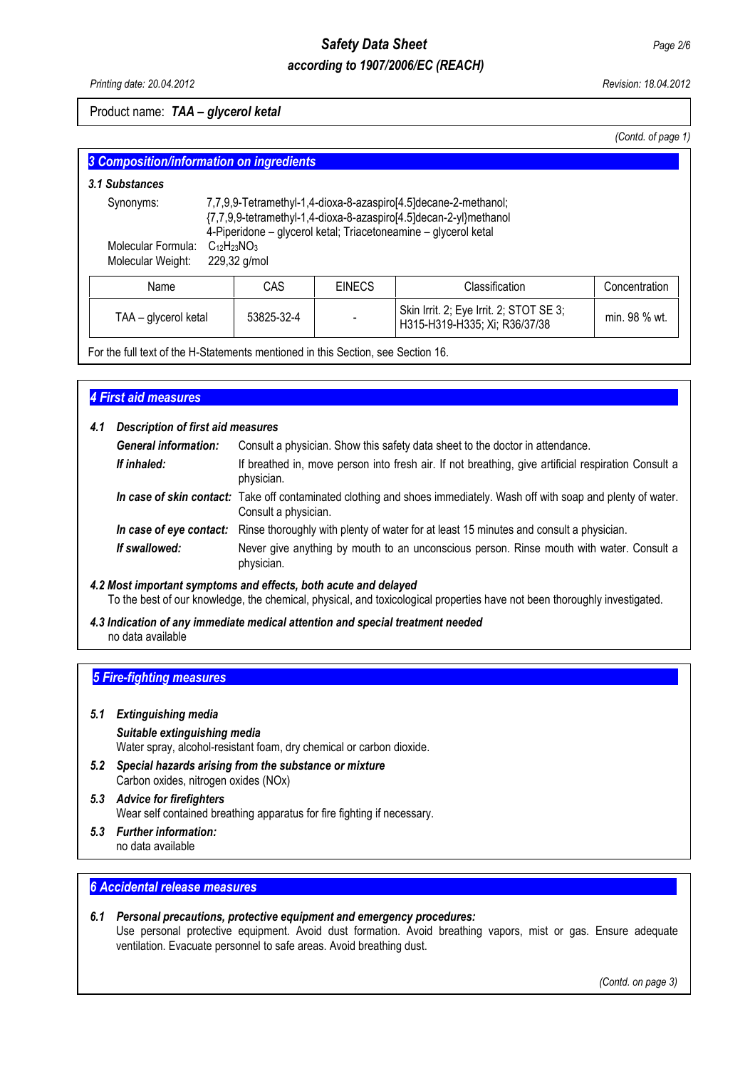Product name: ***TAA – glycerol ketal***

*(Contd. of page 1)*

## 3 Composition/information on ingredients

### 3.1 Substances

Synonyms: 7,7,9,9-Tetramethyl-1,4-dioxa-8-azaspiro[4.5]decane-2-methanol; {7,7,9,9-tetramethyl-1,4-dioxa-8-azaspiro[4.5]decan-2-yl}methanol 4-Piperidone – glycerol ketal; Triacetoneamine – glycerol ketal

Molecular Formula: $C_{12}H_{23}NO_3$

Molecular Weight: 229,32 g/mol

| Name | CAS | EINECS | Classification | Concentration |
|---|---|---|---|---|
| TAA – glycerol ketal | 53825-32-4 | - | Skin Irrit. 2; Eye Irrit. 2; STOT SE 3; H315-H319-H335; Xi; R36/37/38 | min. 98 % wt. |

For the full text of the H-Statements mentioned in this Section, see Section 16.

## 4 First aid measures

### 4.1 Description of first aid measures

***General information:*** Consult a physician. Show this safety data sheet to the doctor in attendance.

***If inhaled:*** If breathed in, move person into fresh air. If not breathing, give artificial respiration Consult a physician.

***In case of skin contact:*** Take off contaminated clothing and shoes immediately. Wash off with soap and plenty of water. Consult a physician.

***In case of eye contact:*** Rinse thoroughly with plenty of water for at least 15 minutes and consult a physician.

***If swallowed:*** Never give anything by mouth to an unconscious person. Rinse mouth with water. Consult a physician.

### 4.2 Most important symptoms and effects, both acute and delayed

To the best of our knowledge, the chemical, physical, and toxicological properties have not been thoroughly investigated.

### 4.3 Indication of any immediate medical attention and special treatment needed

no data available

## 5 Fire-fighting measures

### 5.1 Extinguishing media

***Suitable extinguishing media***

Water spray, alcohol-resistant foam, dry chemical or carbon dioxide.

### 5.2 Special hazards arising from the substance or mixture

Carbon oxides, nitrogen oxides (NOx)

### 5.3 Advice for firefighters

Wear self contained breathing apparatus for fire fighting if necessary.

### 5.3 Further information:

no data available

## 6 Accidental release measures

### 6.1 Personal precautions, protective equipment and emergency procedures:

Use personal protective equipment. Avoid dust formation. Avoid breathing vapors, mist or gas. Ensure adequate ventilation. Evacuate personnel to safe areas. Avoid breathing dust.

*(Contd. on page 3)*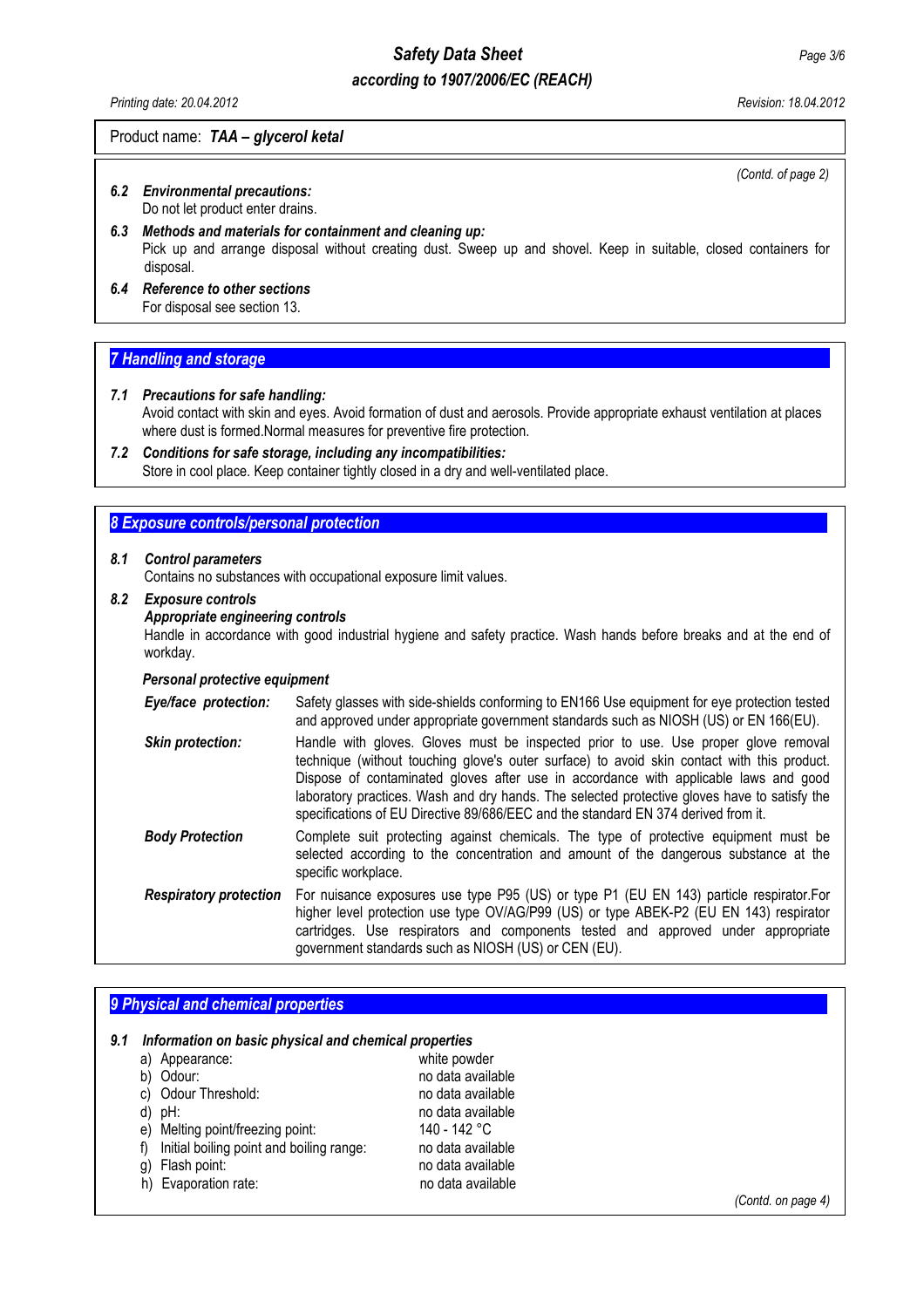Product name: ***TAA – glycerol ketal***

*(Contd. of page 2)*

**6.2 *Environmental precautions:***
Do not let product enter drains.

**6.3 *Methods and materials for containment and cleaning up:***
Pick up and arrange disposal without creating dust. Sweep up and shovel. Keep in suitable, closed containers for disposal.

**6.4 *Reference to other sections***
For disposal see section 13.

## *7 Handling and storage*

**7.1 *Precautions for safe handling:***
Avoid contact with skin and eyes. Avoid formation of dust and aerosols. Provide appropriate exhaust ventilation at places where dust is formed.Normal measures for preventive fire protection.

**7.2 *Conditions for safe storage, including any incompatibilities:***
Store in cool place. Keep container tightly closed in a dry and well-ventilated place.

## *8 Exposure controls/personal protection*

**8.1 *Control parameters***
Contains no substances with occupational exposure limit values.

**8.2 *Exposure controls***
***Appropriate engineering controls***
Handle in accordance with good industrial hygiene and safety practice. Wash hands before breaks and at the end of workday.

***Personal protective equipment***

| | |
|---|---|
| ***Eye/face protection:*** | Safety glasses with side-shields conforming to EN166 Use equipment for eye protection tested and approved under appropriate government standards such as NIOSH (US) or EN 166(EU). |
| ***Skin protection:*** | Handle with gloves. Gloves must be inspected prior to use. Use proper glove removal technique (without touching glove's outer surface) to avoid skin contact with this product. Dispose of contaminated gloves after use in accordance with applicable laws and good laboratory practices. Wash and dry hands. The selected protective gloves have to satisfy the specifications of EU Directive 89/686/EEC and the standard EN 374 derived from it. |
| ***Body Protection*** | Complete suit protecting against chemicals. The type of protective equipment must be selected according to the concentration and amount of the dangerous substance at the specific workplace. |
| ***Respiratory protection*** | For nuisance exposures use type P95 (US) or type P1 (EU EN 143) particle respirator.For higher level protection use type OV/AG/P99 (US) or type ABEK-P2 (EU EN 143) respirator cartridges. Use respirators and components tested and approved under appropriate government standards such as NIOSH (US) or CEN (EU). |

## *9 Physical and chemical properties*

**9.1 *Information on basic physical and chemical properties***

| | |
|---|---|
| a) Appearance: | white powder |
| b) Odour: | no data available |
| c) Odour Threshold: | no data available |
| d) pH: | no data available |
| e) Melting point/freezing point: | 140 - 142 °C |
| f) Initial boiling point and boiling range: | no data available |
| g) Flash point: | no data available |
| h) Evaporation rate: | no data available |

*(Contd. on page 4)*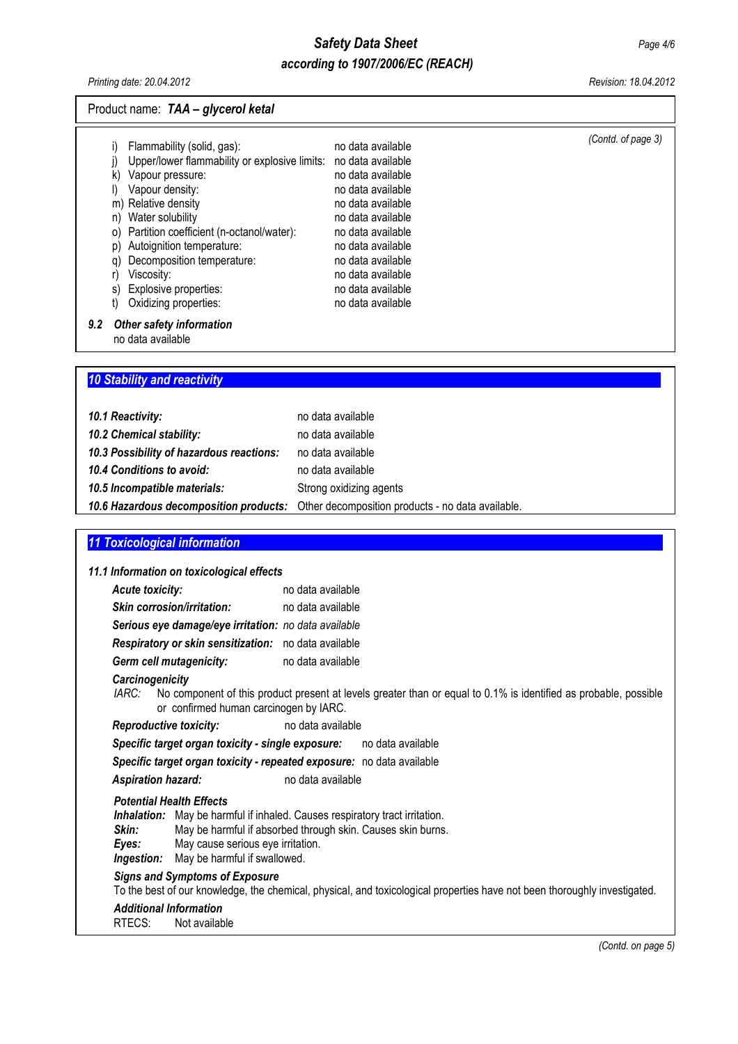Product name: ***TAA – glycerol ketal***

*(Contd. of page 3)*

| | |
|---|---|
| i) Flammability (solid, gas): | no data available |
| j) Upper/lower flammability or explosive limits: | no data available |
| k) Vapour pressure: | no data available |
| l) Vapour density: | no data available |
| m) Relative density | no data available |
| n) Water solubility | no data available |
| o) Partition coefficient (n-octanol/water): | no data available |
| p) Autoignition temperature: | no data available |
| q) Decomposition temperature: | no data available |
| r) Viscosity: | no data available |
| s) Explosive properties: | no data available |
| t) Oxidizing properties: | no data available |

### 9.2 *Other safety information*

no data available

## *10 Stability and reactivity*

| | |
|---|---|
| ***10.1 Reactivity:*** | no data available |
| ***10.2 Chemical stability:*** | no data available |
| ***10.3 Possibility of hazardous reactions:*** | no data available |
| ***10.4 Conditions to avoid:*** | no data available |
| ***10.5 Incompatible materials:*** | Strong oxidizing agents |
| ***10.6 Hazardous decomposition products:*** | Other decomposition products - no data available. |

## *11 Toxicological information*

### *11.1 Information on toxicological effects*

***Acute toxicity:*** no data available

***Skin corrosion/irritation:*** no data available

***Serious eye damage/eye irritation:*** *no data available*

***Respiratory or skin sensitization:*** no data available

***Germ cell mutagenicity:*** no data available

***Carcinogenicity***

*IARC:* No component of this product present at levels greater than or equal to 0.1% is identified as probable, possible or confirmed human carcinogen by IARC.

***Reproductive toxicity:*** no data available

***Specific target organ toxicity - single exposure:*** no data available

***Specific target organ toxicity - repeated exposure:*** no data available

***Aspiration hazard:*** no data available

***Potential Health Effects***

***Inhalation:*** May be harmful if inhaled. Causes respiratory tract irritation.

***Skin:*** May be harmful if absorbed through skin. Causes skin burns.

***Eyes:*** May cause serious eye irritation.

***Ingestion:*** May be harmful if swallowed.

***Signs and Symptoms of Exposure***

To the best of our knowledge, the chemical, physical, and toxicological properties have not been thoroughly investigated.

***Additional Information***

RTECS: Not available

*(Contd. on page 5)*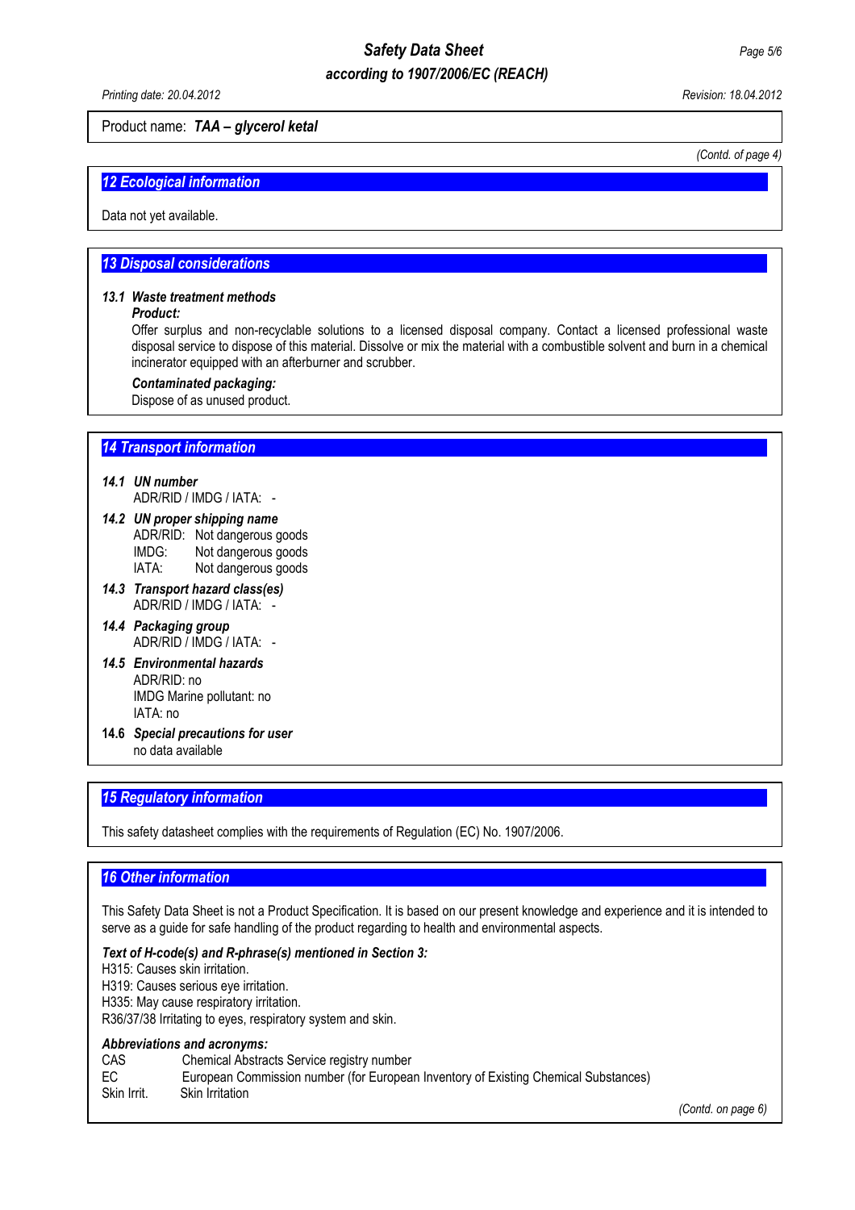Product name: ***TAA – glycerol ketal***

*(Contd. of page 4)*

## 12 Ecological information

Data not yet available.

## 13 Disposal considerations

### 13.1 Waste treatment methods

***Product:***

Offer surplus and non-recyclable solutions to a licensed disposal company. Contact a licensed professional waste disposal service to dispose of this material. Dissolve or mix the material with a combustible solvent and burn in a chemical incinerator equipped with an afterburner and scrubber.

***Contaminated packaging:***

Dispose of as unused product.

## 14 Transport information

**14.1 UN number**

ADR/RID / IMDG / IATA: -

**14.2 UN proper shipping name**

ADR/RID: Not dangerous goods
IMDG: Not dangerous goods
IATA: Not dangerous goods

**14.3 Transport hazard class(es)**

ADR/RID / IMDG / IATA: -

**14.4 Packaging group**

ADR/RID / IMDG / IATA: -

**14.5 Environmental hazards**

ADR/RID: no
IMDG Marine pollutant: no
IATA: no

**14.6 Special precautions for user**

no data available

## 15 Regulatory information

This safety datasheet complies with the requirements of Regulation (EC) No. 1907/2006.

## 16 Other information

This Safety Data Sheet is not a Product Specification. It is based on our present knowledge and experience and it is intended to serve as a guide for safe handling of the product regarding to health and environmental aspects.

***Text of H-code(s) and R-phrase(s) mentioned in Section 3:***

H315: Causes skin irritation.
H319: Causes serious eye irritation.
H335: May cause respiratory irritation.
R36/37/38 Irritating to eyes, respiratory system and skin.

***Abbreviations and acronyms:***

CAS Chemical Abstracts Service registry number
EC European Commission number (for European Inventory of Existing Chemical Substances)
Skin Irrit. Skin Irritation

*(Contd. on page 6)*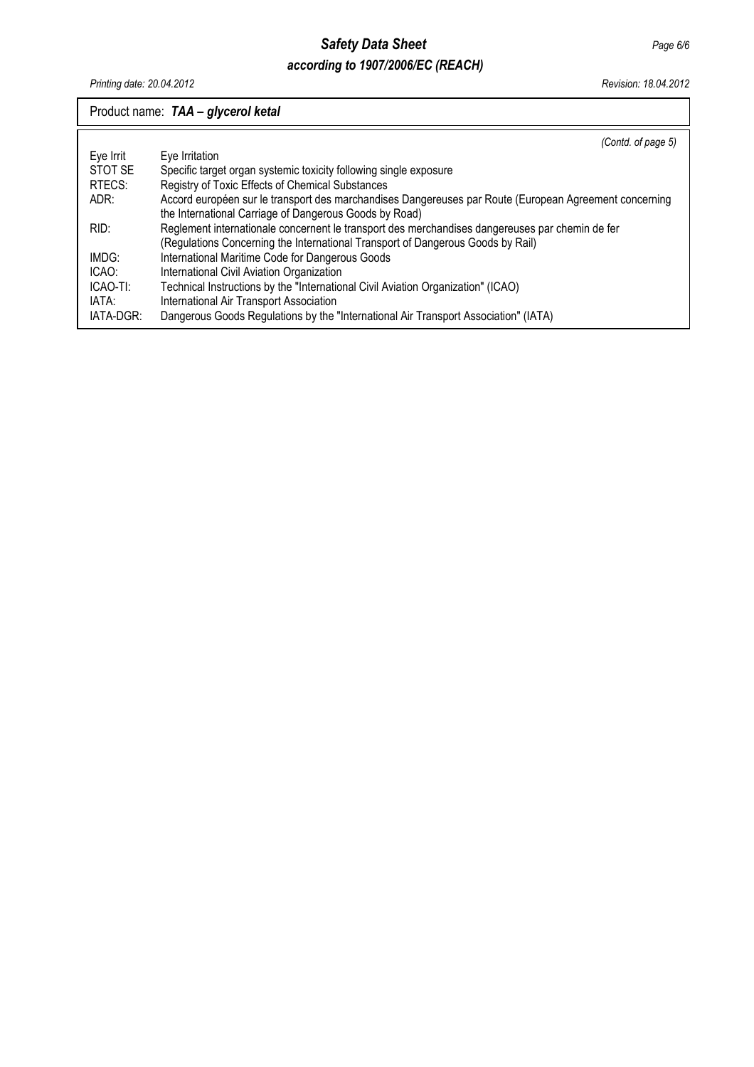Product name: ***TAA – glycerol ketal***

*(Contd. of page 5)*

| | |
|---|---|
| Eye Irrit | Eye Irritation |
| STOT SE | Specific target organ systemic toxicity following single exposure |
| RTECS: | Registry of Toxic Effects of Chemical Substances |
| ADR: | Accord européen sur le transport des marchandises Dangereuses par Route (European Agreement concerning the International Carriage of Dangerous Goods by Road) |
| RID: | Reglement internationale concernent le transport des merchandises dangereuses par chemin de fer (Regulations Concerning the International Transport of Dangerous Goods by Rail) |
| IMDG: | International Maritime Code for Dangerous Goods |
| ICAO: | International Civil Aviation Organization |
| ICAO-TI: | Technical Instructions by the "International Civil Aviation Organization" (ICAO) |
| IATA: | International Air Transport Association |
| IATA-DGR: | Dangerous Goods Regulations by the "International Air Transport Association" (IATA) |